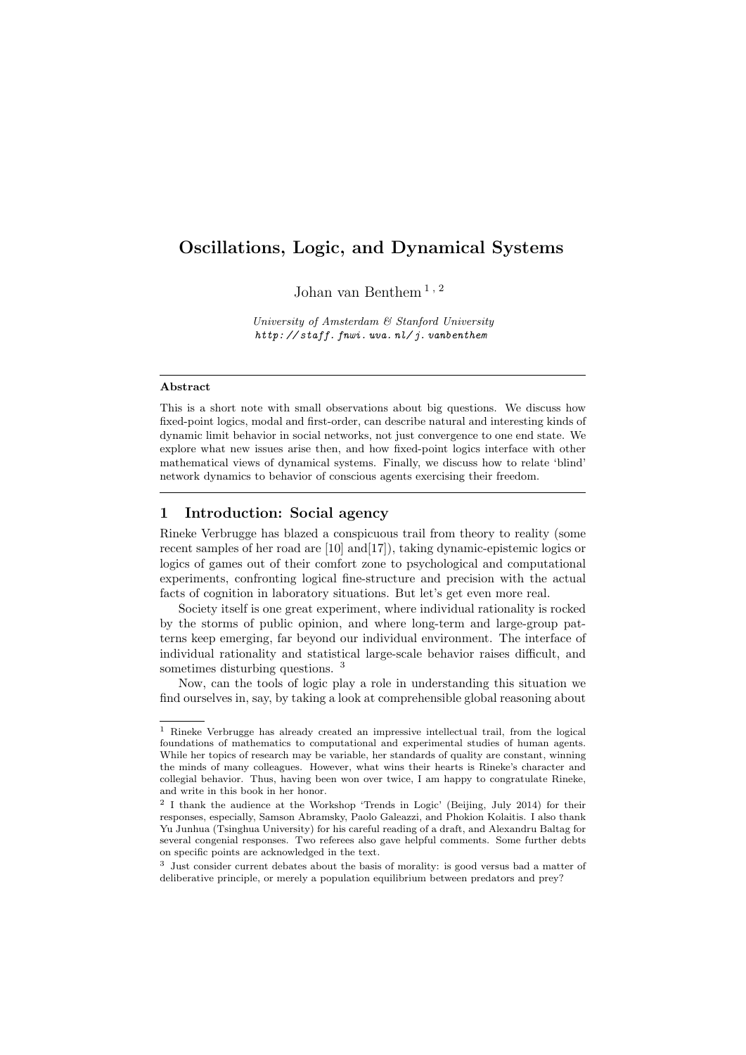# Oscillations, Logic, and Dynamical Systems

Johan van Benthem [1, 2]

*University of Amsterdam & Stanford University*
*http://staff.fnwi.uva.nl/j.vanbenthem*

---

**Abstract**

This is a short note with small observations about big questions. We discuss how fixed-point logics, modal and first-order, can describe natural and interesting kinds of dynamic limit behavior in social networks, not just convergence to one end state. We explore what new issues arise then, and how fixed-point logics interface with other mathematical views of dynamical systems. Finally, we discuss how to relate 'blind' network dynamics to behavior of conscious agents exercising their freedom.

---

## 1 Introduction: Social agency

Rineke Verbrugge has blazed a conspicuous trail from theory to reality (some recent samples of her road are [10] and[17]), taking dynamic-epistemic logics or logics of games out of their comfort zone to psychological and computational experiments, confronting logical fine-structure and precision with the actual facts of cognition in laboratory situations. But let's get even more real.

Society itself is one great experiment, where individual rationality is rocked by the storms of public opinion, and where long-term and large-group patterns keep emerging, far beyond our individual environment. The interface of individual rationality and statistical large-scale behavior raises difficult, and sometimes disturbing questions. [3]

Now, can the tools of logic play a role in understanding this situation we find ourselves in, say, by taking a look at comprehensible global reasoning about

---

[1] Rineke Verbrugge has already created an impressive intellectual trail, from the logical foundations of mathematics to computational and experimental studies of human agents. While her topics of research may be variable, her standards of quality are constant, winning the minds of many colleagues. However, what wins their hearts is Rineke's character and collegial behavior. Thus, having been won over twice, I am happy to congratulate Rineke, and write in this book in her honor.

[2] I thank the audience at the Workshop 'Trends in Logic' (Beijing, July 2014) for their responses, especially, Samson Abramsky, Paolo Galeazzi, and Phokion Kolaitis. I also thank Yu Junhua (Tsinghua University) for his careful reading of a draft, and Alexandru Baltag for several congenial responses. Two referees also gave helpful comments. Some further debts on specific points are acknowledged in the text.

[3] Just consider current debates about the basis of morality: is good versus bad a matter of deliberative principle, or merely a population equilibrium between predators and prey?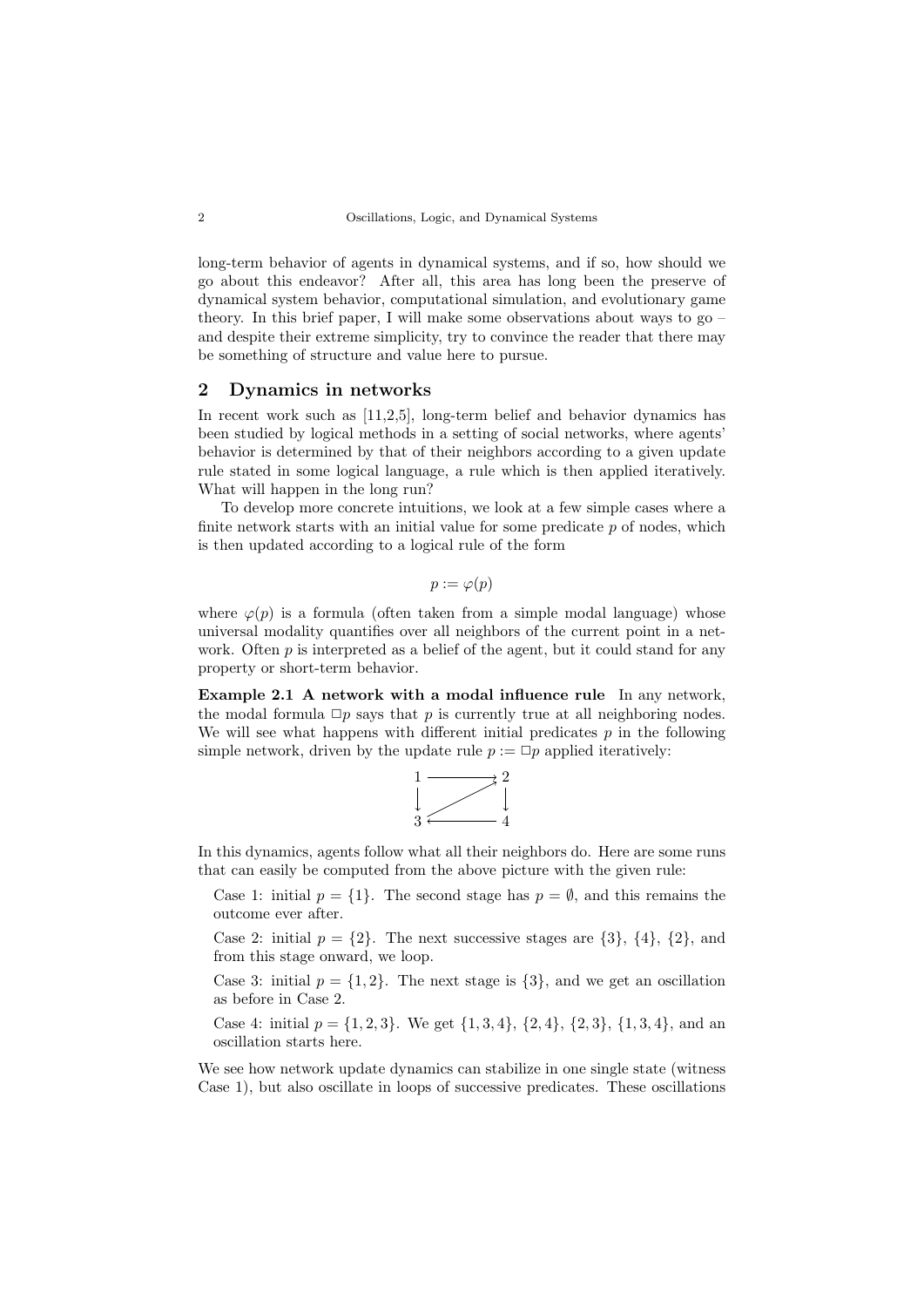long-term behavior of agents in dynamical systems, and if so, how should we go about this endeavor? After all, this area has long been the preserve of dynamical system behavior, computational simulation, and evolutionary game theory. In this brief paper, I will make some observations about ways to go – and despite their extreme simplicity, try to convince the reader that there may be something of structure and value here to pursue.

## 2 Dynamics in networks

In recent work such as [11,2,5], long-term belief and behavior dynamics has been studied by logical methods in a setting of social networks, where agents' behavior is determined by that of their neighbors according to a given update rule stated in some logical language, a rule which is then applied iteratively. What will happen in the long run?

To develop more concrete intuitions, we look at a few simple cases where a finite network starts with an initial value for some predicate $p$ of nodes, which is then updated according to a logical rule of the form

$$p := \varphi(p)$$

where $\varphi(p)$ is a formula (often taken from a simple modal language) whose universal modality quantifies over all neighbors of the current point in a network. Often $p$ is interpreted as a belief of the agent, but it could stand for any property or short-term behavior.

**Example 2.1 A network with a modal influence rule** In any network, the modal formula $\Box p$ says that $p$ is currently true at all neighboring nodes. We will see what happens with different initial predicates $p$ in the following simple network, driven by the update rule $p := \Box p$ applied iteratively:

In this dynamics, agents follow what all their neighbors do. Here are some runs that can easily be computed from the above picture with the given rule:

Case 1: initial $p = \{1\}$. The second stage has $p = \emptyset$, and this remains the outcome ever after.

Case 2: initial $p = \{2\}$. The next successive stages are $\{3\}$, $\{4\}$, $\{2\}$, and from this stage onward, we loop.

Case 3: initial $p = \{1, 2\}$. The next stage is $\{3\}$, and we get an oscillation as before in Case 2.

Case 4: initial $p = \{1, 2, 3\}$. We get $\{1, 3, 4\}$, $\{2, 4\}$, $\{2, 3\}$, $\{1, 3, 4\}$, and an oscillation starts here.

We see how network update dynamics can stabilize in one single state (witness Case 1), but also oscillate in loops of successive predicates. These oscillations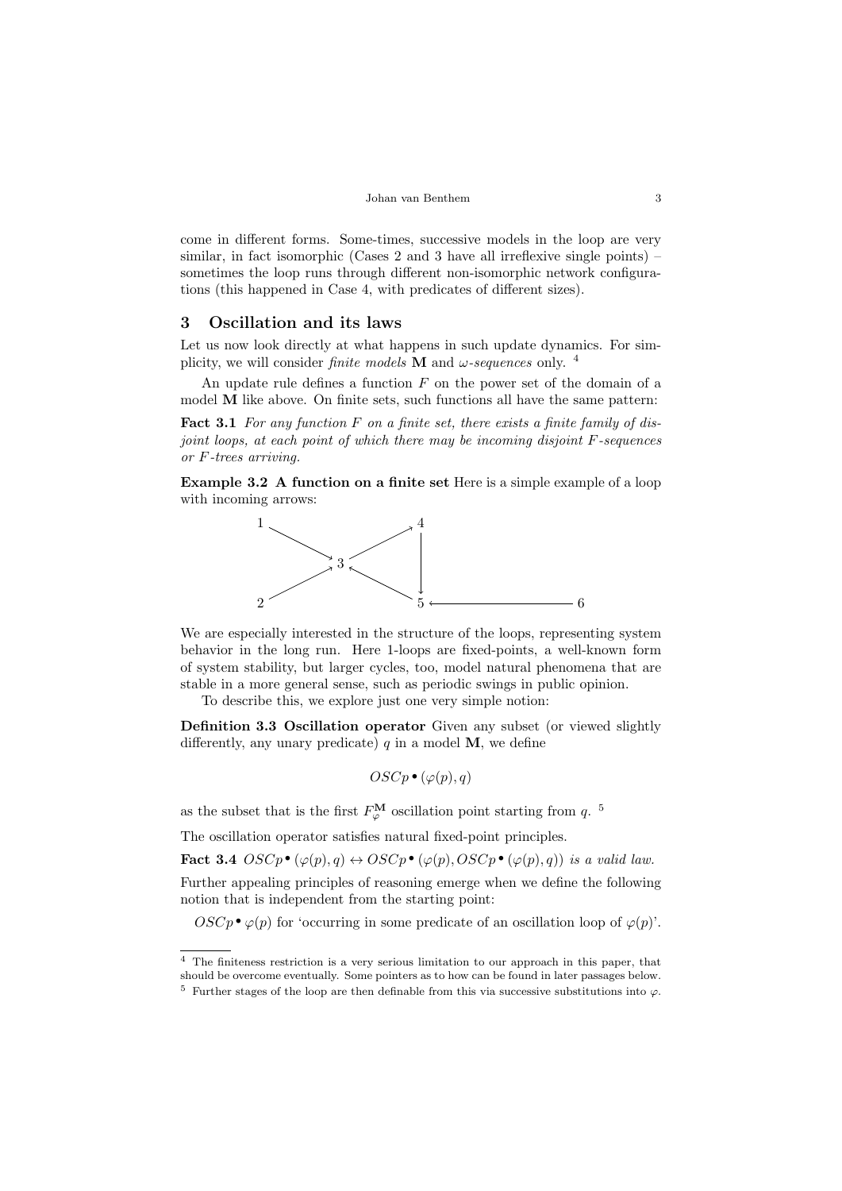come in different forms. Some-times, successive models in the loop are very similar, in fact isomorphic (Cases 2 and 3 have all irreflexive single points) – sometimes the loop runs through different non-isomorphic network configurations (this happened in Case 4, with predicates of different sizes).

## 3 Oscillation and its laws

Let us now look directly at what happens in such update dynamics. For simplicity, we will consider *finite models* **M** and *ω-sequences* only. [4]

An update rule defines a function $F$ on the power set of the domain of a model **M** like above. On finite sets, such functions all have the same pattern:

**Fact 3.1** *For any function $F$ on a finite set, there exists a finite family of disjoint loops, at each point of which there may be incoming disjoint $F$-sequences or $F$-trees arriving.*

**Example 3.2 A function on a finite set** Here is a simple example of a loop with incoming arrows:

We are especially interested in the structure of the loops, representing system behavior in the long run. Here 1-loops are fixed-points, a well-known form of system stability, but larger cycles, too, model natural phenomena that are stable in a more general sense, such as periodic swings in public opinion.

To describe this, we explore just one very simple notion:

**Definition 3.3 Oscillation operator** Given any subset (or viewed slightly differently, any unary predicate) $q$ in a model **M**, we define

$$OSCp^\bullet(\varphi(p), q)$$

as the subset that is the first $F_\varphi^{\mathbf{M}}$ oscillation point starting from $q$. [5]

The oscillation operator satisfies natural fixed-point principles.

**Fact 3.4** $OSCp^\bullet(\varphi(p), q) \leftrightarrow OSCp^\bullet(\varphi(p), OSCp^\bullet(\varphi(p), q))$ *is a valid law.*

Further appealing principles of reasoning emerge when we define the following notion that is independent from the starting point:

$OSCp^\bullet\varphi(p)$ for 'occurring in some predicate of an oscillation loop of $\varphi(p)$'.

---

[4] The finiteness restriction is a very serious limitation to our approach in this paper, that should be overcome eventually. Some pointers as to how can be found in later passages below.

[5] Further stages of the loop are then definable from this via successive substitutions into $\varphi$.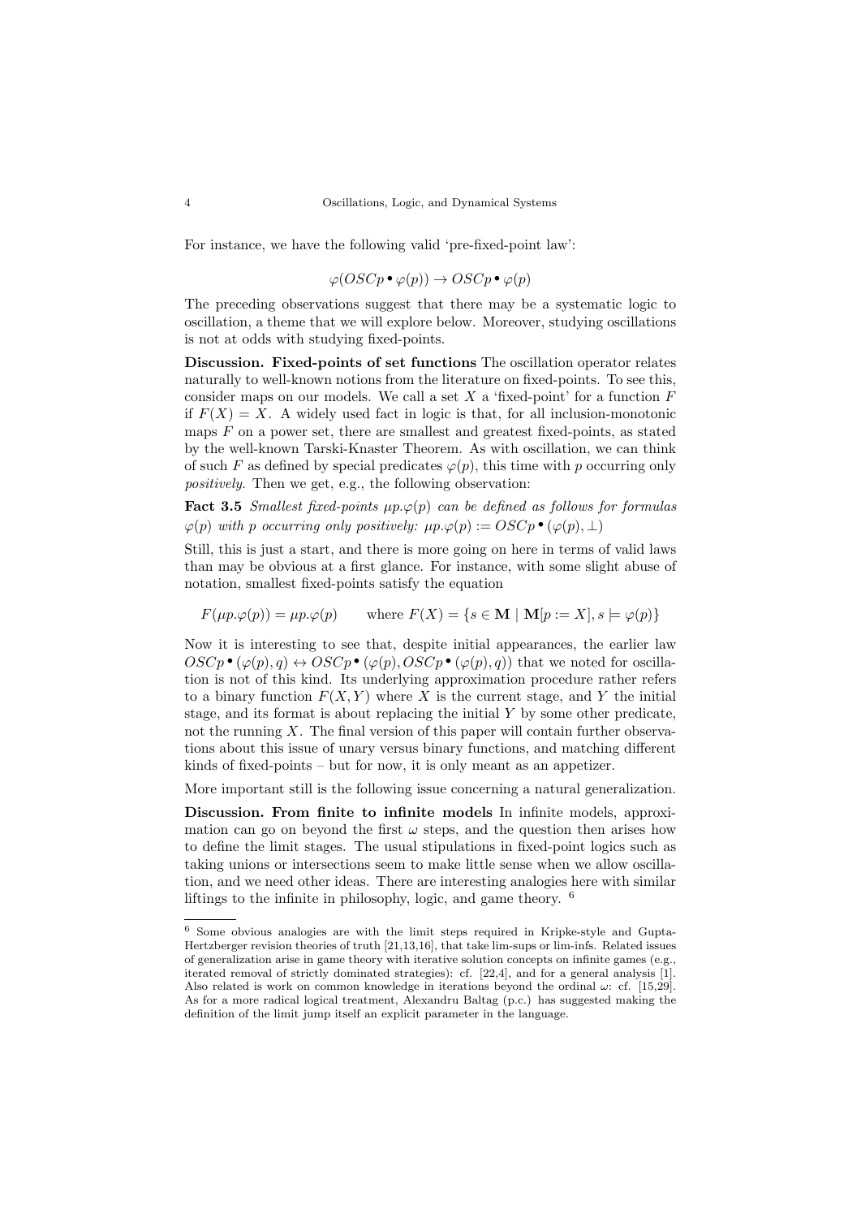For instance, we have the following valid 'pre-fixed-point law':

$$\varphi(OSCp^\bullet \varphi(p)) \rightarrow OSCp^\bullet \varphi(p)$$

The preceding observations suggest that there may be a systematic logic to oscillation, a theme that we will explore below. Moreover, studying oscillations is not at odds with studying fixed-points.

**Discussion. Fixed-points of set functions** The oscillation operator relates naturally to well-known notions from the literature on fixed-points. To see this, consider maps on our models. We call a set $X$ a 'fixed-point' for a function $F$ if $F(X) = X$. A widely used fact in logic is that, for all inclusion-monotonic maps $F$ on a power set, there are smallest and greatest fixed-points, as stated by the well-known Tarski-Knaster Theorem. As with oscillation, we can think of such $F$ as defined by special predicates $\varphi(p)$, this time with $p$ occurring only *positively*. Then we get, e.g., the following observation:

**Fact 3.5** *Smallest fixed-points $\mu p.\varphi(p)$ can be defined as follows for formulas $\varphi(p)$ with $p$ occurring only positively: $\mu p.\varphi(p) := OSCp^\bullet(\varphi(p), \bot)$*

Still, this is just a start, and there is more going on here in terms of valid laws than may be obvious at a first glance. For instance, with some slight abuse of notation, smallest fixed-points satisfy the equation

$$F(\mu p.\varphi(p)) = \mu p.\varphi(p) \qquad \text{where } F(X) = \{s \in \mathbf{M} \mid \mathbf{M}[p := X], s \models \varphi(p)\}$$

Now it is interesting to see that, despite initial appearances, the earlier law $OSCp^\bullet(\varphi(p), q) \leftrightarrow OSCp^\bullet(\varphi(p), OSCp^\bullet(\varphi(p), q))$ that we noted for oscillation is not of this kind. Its underlying approximation procedure rather refers to a binary function $F(X, Y)$ where $X$ is the current stage, and $Y$ the initial stage, and its format is about replacing the initial $Y$ by some other predicate, not the running $X$. The final version of this paper will contain further observations about this issue of unary versus binary functions, and matching different kinds of fixed-points – but for now, it is only meant as an appetizer.

More important still is the following issue concerning a natural generalization.

**Discussion. From finite to infinite models** In infinite models, approximation can go on beyond the first $\omega$ steps, and the question then arises how to define the limit stages. The usual stipulations in fixed-point logics such as taking unions or intersections seem to make little sense when we allow oscillation, and we need other ideas. There are interesting analogies here with similar liftings to the infinite in philosophy, logic, and game theory. [6]

---

[6] Some obvious analogies are with the limit steps required in Kripke-style and Gupta-Hertzberger revision theories of truth [21,13,16], that take lim-sups or lim-infs. Related issues of generalization arise in game theory with iterative solution concepts on infinite games (e.g., iterated removal of strictly dominated strategies): cf. [22,4], and for a general analysis [1]. Also related is work on common knowledge in iterations beyond the ordinal $\omega$: cf. [15,29]. As for a more radical logical treatment, Alexandru Baltag (p.c.) has suggested making the definition of the limit jump itself an explicit parameter in the language.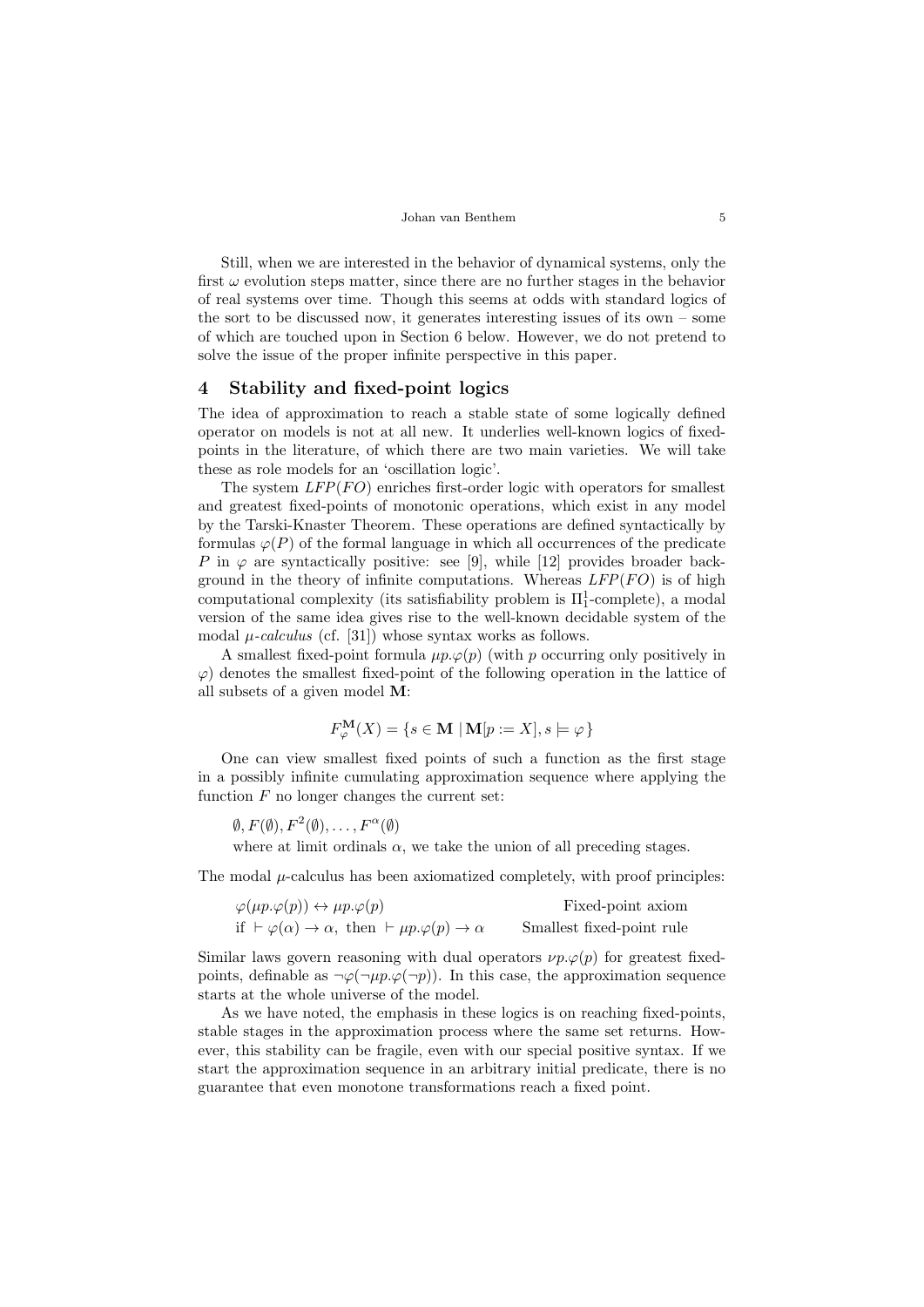Still, when we are interested in the behavior of dynamical systems, only the first $\omega$ evolution steps matter, since there are no further stages in the behavior of real systems over time. Though this seems at odds with standard logics of the sort to be discussed now, it generates interesting issues of its own – some of which are touched upon in Section 6 below. However, we do not pretend to solve the issue of the proper infinite perspective in this paper.

## 4 Stability and fixed-point logics

The idea of approximation to reach a stable state of some logically defined operator on models is not at all new. It underlies well-known logics of fixed-points in the literature, of which there are two main varieties. We will take these as role models for an 'oscillation logic'.

The system $LFP(FO)$ enriches first-order logic with operators for smallest and greatest fixed-points of monotonic operations, which exist in any model by the Tarski-Knaster Theorem. These operations are defined syntactically by formulas $\varphi(P)$ of the formal language in which all occurrences of the predicate $P$ in $\varphi$ are syntactically positive: see [9], while [12] provides broader background in the theory of infinite computations. Whereas $LFP(FO)$ is of high computational complexity (its satisfiability problem is $\Pi^1_1$-complete), a modal version of the same idea gives rise to the well-known decidable system of the modal *μ-calculus* (cf. [31]) whose syntax works as follows.

A smallest fixed-point formula $\mu p.\varphi(p)$ (with $p$ occurring only positively in $\varphi$) denotes the smallest fixed-point of the following operation in the lattice of all subsets of a given model $\mathbf{M}$:

$$F^{\mathbf{M}}_{\varphi}(X) = \{s \in \mathbf{M} \mid \mathbf{M}[p := X], s \models \varphi\}$$

One can view smallest fixed points of such a function as the first stage in a possibly infinite cumulating approximation sequence where applying the function $F$ no longer changes the current set:

$\emptyset, F(\emptyset), F^2(\emptyset), \ldots, F^{\alpha}(\emptyset)$

where at limit ordinals $\alpha$, we take the union of all preceding stages.

The modal $\mu$-calculus has been axiomatized completely, with proof principles:

| | |
|---|---|
| $\varphi(\mu p.\varphi(p)) \leftrightarrow \mu p.\varphi(p)$ | Fixed-point axiom |
| if $\vdash \varphi(\alpha) \to \alpha$, then $\vdash \mu p.\varphi(p) \to \alpha$ | Smallest fixed-point rule |

Similar laws govern reasoning with dual operators $\nu p.\varphi(p)$ for greatest fixed-points, definable as $\neg\varphi(\neg\mu p.\varphi(\neg p))$. In this case, the approximation sequence starts at the whole universe of the model.

As we have noted, the emphasis in these logics is on reaching fixed-points, stable stages in the approximation process where the same set returns. However, this stability can be fragile, even with our special positive syntax. If we start the approximation sequence in an arbitrary initial predicate, there is no guarantee that even monotone transformations reach a fixed point.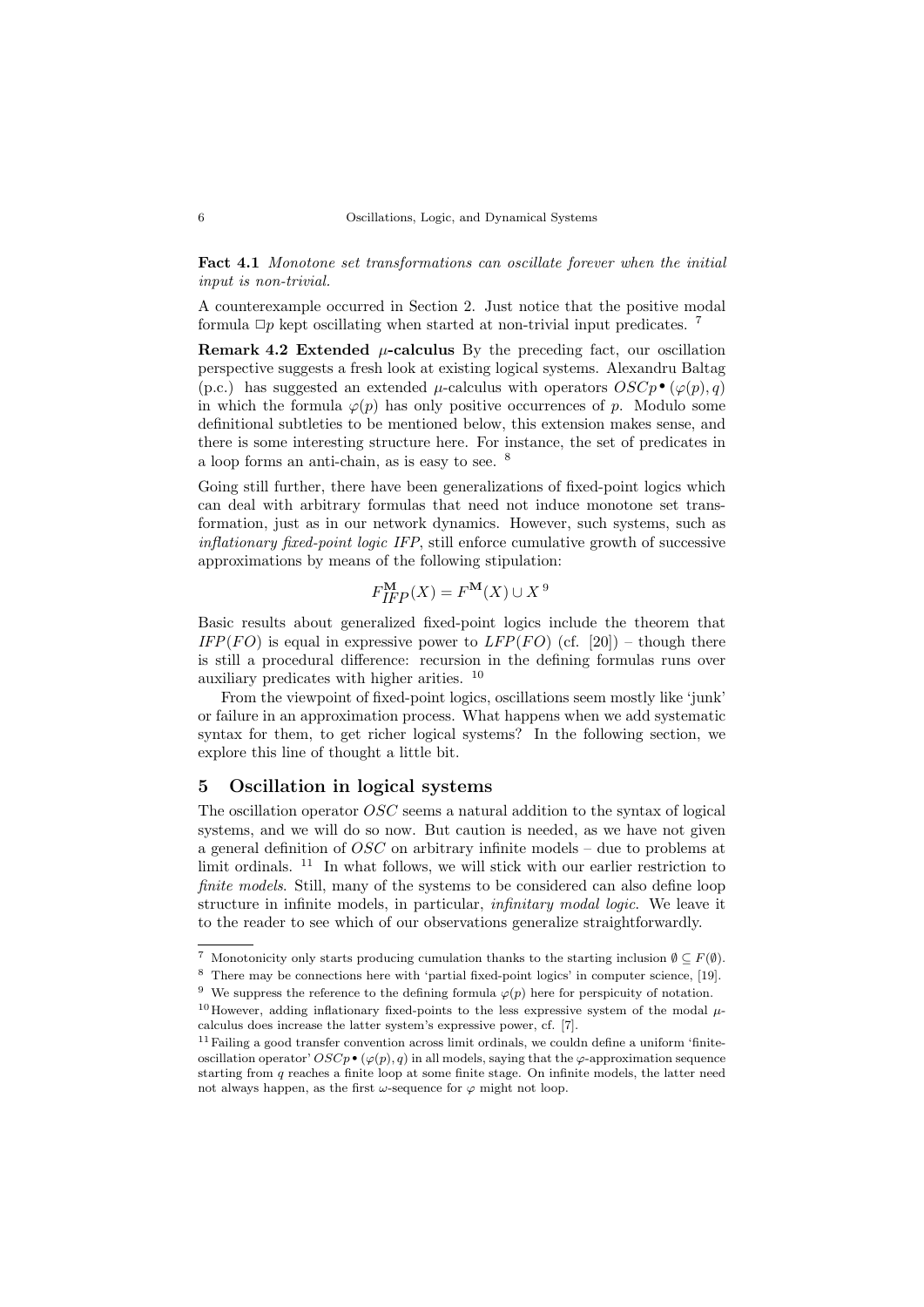**Fact 4.1** *Monotone set transformations can oscillate forever when the initial input is non-trivial.*

A counterexample occurred in Section 2. Just notice that the positive modal formula $\Box p$ kept oscillating when started at non-trivial input predicates. [7]

**Remark 4.2 Extended $\mu$-calculus** By the preceding fact, our oscillation perspective suggests a fresh look at existing logical systems. Alexandru Baltag (p.c.) has suggested an extended $\mu$-calculus with operators $OSCp\bullet(\varphi(p), q)$ in which the formula $\varphi(p)$ has only positive occurrences of $p$. Modulo some definitional subtleties to be mentioned below, this extension makes sense, and there is some interesting structure here. For instance, the set of predicates in a loop forms an anti-chain, as is easy to see. [8]

Going still further, there have been generalizations of fixed-point logics which can deal with arbitrary formulas that need not induce monotone set transformation, just as in our network dynamics. However, such systems, such as *inflationary fixed-point logic IFP*, still enforce cumulative growth of successive approximations by means of the following stipulation:

$$F^{\mathbf{M}}_{IFP}(X) = F^{\mathbf{M}}(X) \cup X$$ [9]

Basic results about generalized fixed-point logics include the theorem that $IFP(FO)$ is equal in expressive power to $LFP(FO)$ (cf. [20]) – though there is still a procedural difference: recursion in the defining formulas runs over auxiliary predicates with higher arities. [10]

From the viewpoint of fixed-point logics, oscillations seem mostly like 'junk' or failure in an approximation process. What happens when we add systematic syntax for them, to get richer logical systems? In the following section, we explore this line of thought a little bit.

## 5 Oscillation in logical systems

The oscillation operator $OSC$ seems a natural addition to the syntax of logical systems, and we will do so now. But caution is needed, as we have not given a general definition of $OSC$ on arbitrary infinite models – due to problems at limit ordinals. [11] In what follows, we will stick with our earlier restriction to *finite models*. Still, many of the systems to be considered can also define loop structure in infinite models, in particular, *infinitary modal logic*. We leave it to the reader to see which of our observations generalize straightforwardly.

---

[7] Monotonicity only starts producing cumulation thanks to the starting inclusion $\emptyset \subseteq F(\emptyset)$.

[8] There may be connections here with 'partial fixed-point logics' in computer science, [19].

[9] We suppress the reference to the defining formula $\varphi(p)$ here for perspicuity of notation.

[10] However, adding inflationary fixed-points to the less expressive system of the modal $\mu$-calculus does increase the latter system's expressive power, cf. [7].

[11] Failing a good transfer convention across limit ordinals, we couldn define a uniform 'finite-oscillation operator' $OSCp\bullet(\varphi(p), q)$ in all models, saying that the $\varphi$-approximation sequence starting from $q$ reaches a finite loop at some finite stage. On infinite models, the latter need not always happen, as the first $\omega$-sequence for $\varphi$ might not loop.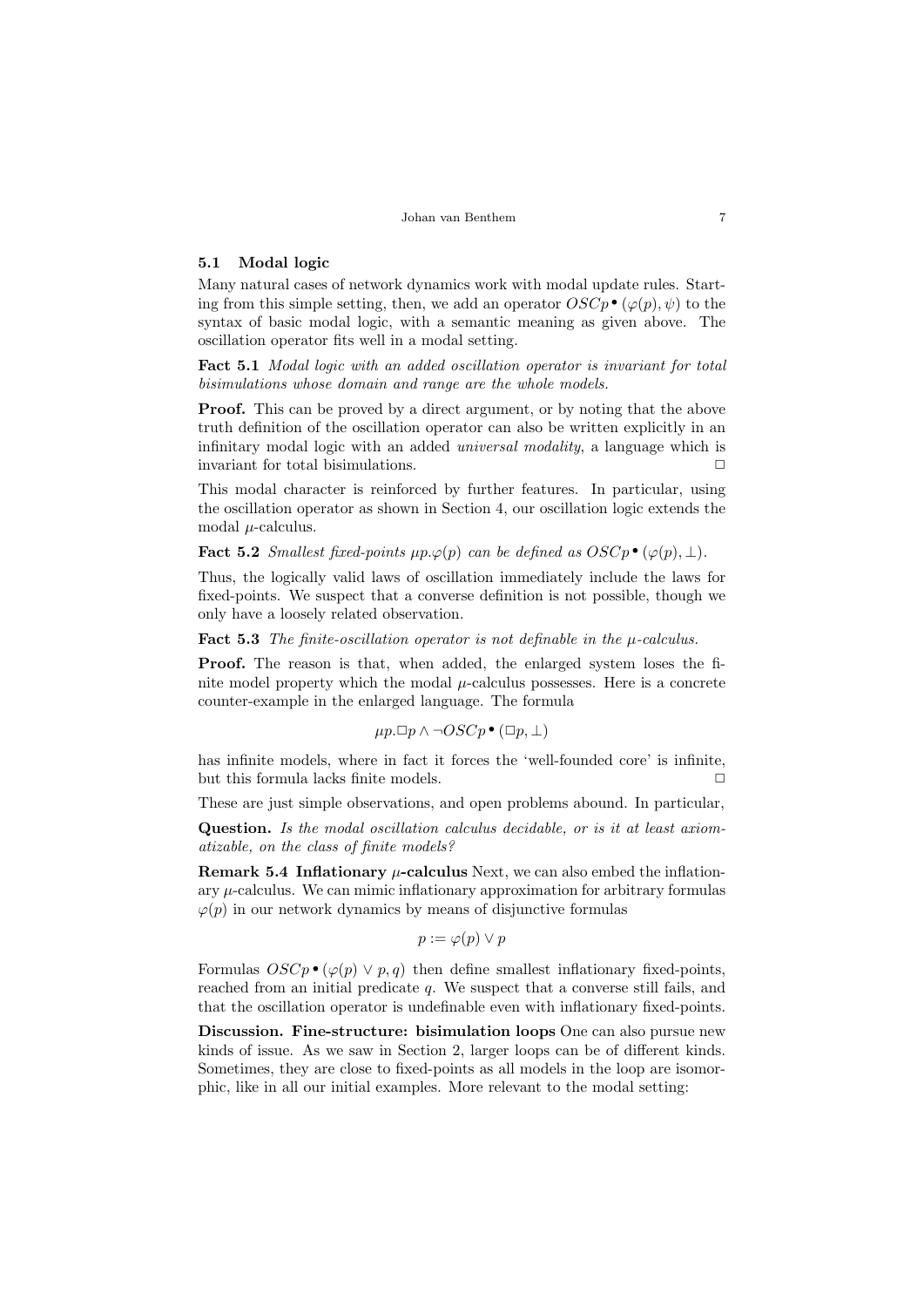### 5.1 Modal logic

Many natural cases of network dynamics work with modal update rules. Starting from this simple setting, then, we add an operator $OSCp^\bullet(\varphi(p), \psi)$ to the syntax of basic modal logic, with a semantic meaning as given above. The oscillation operator fits well in a modal setting.

**Fact 5.1** *Modal logic with an added oscillation operator is invariant for total bisimulations whose domain and range are the whole models.*

**Proof.** This can be proved by a direct argument, or by noting that the above truth definition of the oscillation operator can also be written explicitly in an infinitary modal logic with an added *universal modality*, a language which is invariant for total bisimulations. □

This modal character is reinforced by further features. In particular, using the oscillation operator as shown in Section 4, our oscillation logic extends the modal $\mu$-calculus.

**Fact 5.2** *Smallest fixed-points $\mu p.\varphi(p)$ can be defined as $OSCp^\bullet(\varphi(p), \bot)$.*

Thus, the logically valid laws of oscillation immediately include the laws for fixed-points. We suspect that a converse definition is not possible, though we only have a loosely related observation.

**Fact 5.3** *The finite-oscillation operator is not definable in the $\mu$-calculus.*

**Proof.** The reason is that, when added, the enlarged system loses the finite model property which the modal $\mu$-calculus possesses. Here is a concrete counter-example in the enlarged language. The formula

$$\mu p.\Box p \wedge \neg OSCp^\bullet(\Box p, \bot)$$

has infinite models, where in fact it forces the 'well-founded core' is infinite, but this formula lacks finite models. □

These are just simple observations, and open problems abound. In particular,

**Question.** *Is the modal oscillation calculus decidable, or is it at least axiomatizable, on the class of finite models?*

**Remark 5.4 Inflationary $\mu$-calculus** Next, we can also embed the inflationary $\mu$-calculus. We can mimic inflationary approximation for arbitrary formulas $\varphi(p)$ in our network dynamics by means of disjunctive formulas

$$p := \varphi(p) \vee p$$

Formulas $OSCp^\bullet(\varphi(p) \vee p, q)$ then define smallest inflationary fixed-points, reached from an initial predicate $q$. We suspect that a converse still fails, and that the oscillation operator is undefinable even with inflationary fixed-points.

**Discussion. Fine-structure: bisimulation loops** One can also pursue new kinds of issue. As we saw in Section 2, larger loops can be of different kinds. Sometimes, they are close to fixed-points as all models in the loop are isomorphic, like in all our initial examples. More relevant to the modal setting: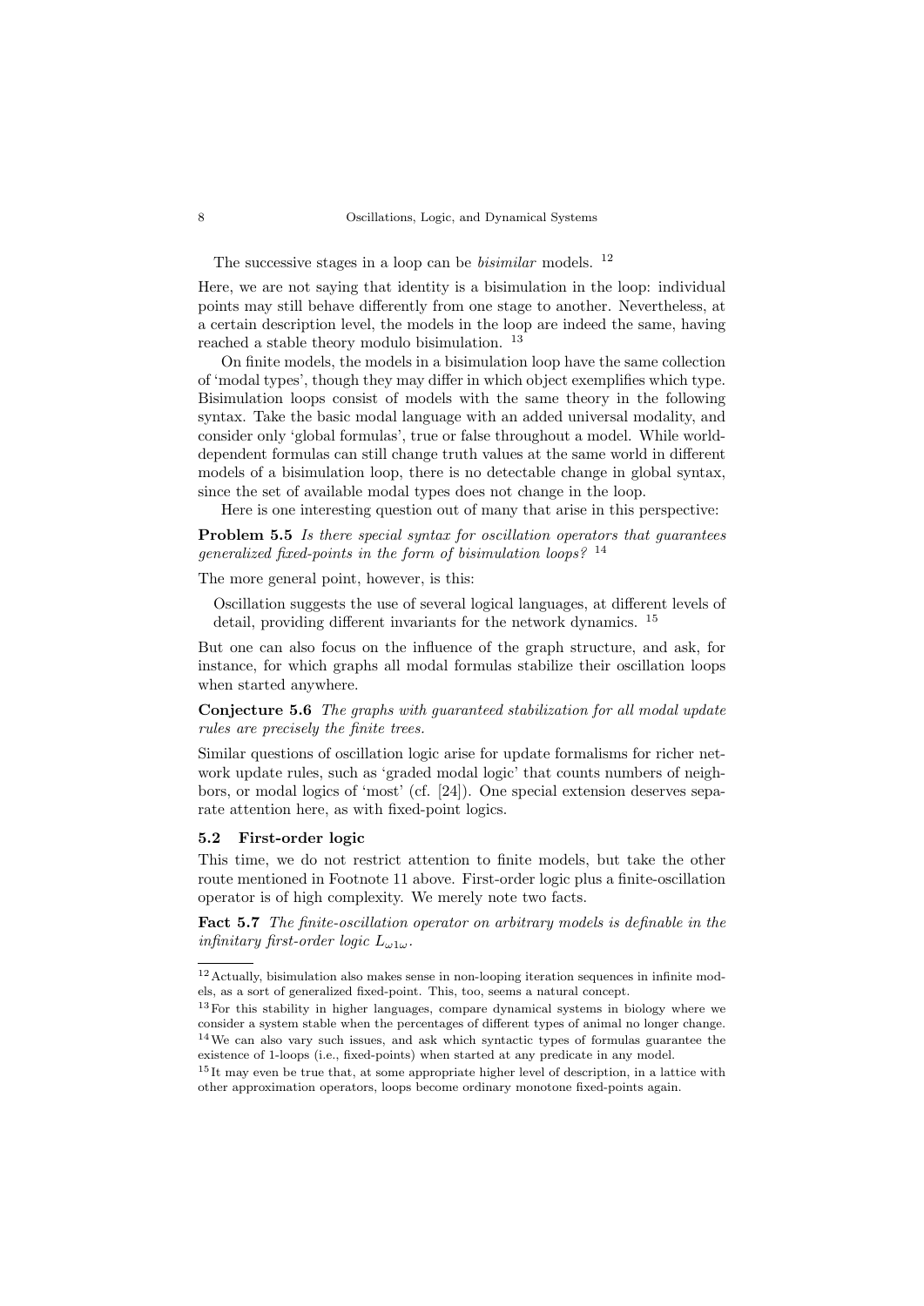The successive stages in a loop can be *bisimilar* models. [12]

Here, we are not saying that identity is a bisimulation in the loop: individual points may still behave differently from one stage to another. Nevertheless, at a certain description level, the models in the loop are indeed the same, having reached a stable theory modulo bisimulation. [13]

On finite models, the models in a bisimulation loop have the same collection of 'modal types', though they may differ in which object exemplifies which type. Bisimulation loops consist of models with the same theory in the following syntax. Take the basic modal language with an added universal modality, and consider only 'global formulas', true or false throughout a model. While world-dependent formulas can still change truth values at the same world in different models of a bisimulation loop, there is no detectable change in global syntax, since the set of available modal types does not change in the loop.

Here is one interesting question out of many that arise in this perspective:

**Problem 5.5** *Is there special syntax for oscillation operators that guarantees generalized fixed-points in the form of bisimulation loops?* [14]

The more general point, however, is this:

> Oscillation suggests the use of several logical languages, at different levels of detail, providing different invariants for the network dynamics. [15]

But one can also focus on the influence of the graph structure, and ask, for instance, for which graphs all modal formulas stabilize their oscillation loops when started anywhere.

**Conjecture 5.6** *The graphs with guaranteed stabilization for all modal update rules are precisely the finite trees.*

Similar questions of oscillation logic arise for update formalisms for richer network update rules, such as 'graded modal logic' that counts numbers of neighbors, or modal logics of 'most' (cf. [24]). One special extension deserves separate attention here, as with fixed-point logics.

### 5.2 First-order logic

This time, we do not restrict attention to finite models, but take the other route mentioned in Footnote 11 above. First-order logic plus a finite-oscillation operator is of high complexity. We merely note two facts.

**Fact 5.7** *The finite-oscillation operator on arbitrary models is definable in the infinitary first-order logic* $L_{\omega 1 \omega}$.

---

[12] Actually, bisimulation also makes sense in non-looping iteration sequences in infinite models, as a sort of generalized fixed-point. This, too, seems a natural concept.

[13] For this stability in higher languages, compare dynamical systems in biology where we consider a system stable when the percentages of different types of animal no longer change.

[14] We can also vary such issues, and ask which syntactic types of formulas guarantee the existence of 1-loops (i.e., fixed-points) when started at any predicate in any model.

[15] It may even be true that, at some appropriate higher level of description, in a lattice with other approximation operators, loops become ordinary monotone fixed-points again.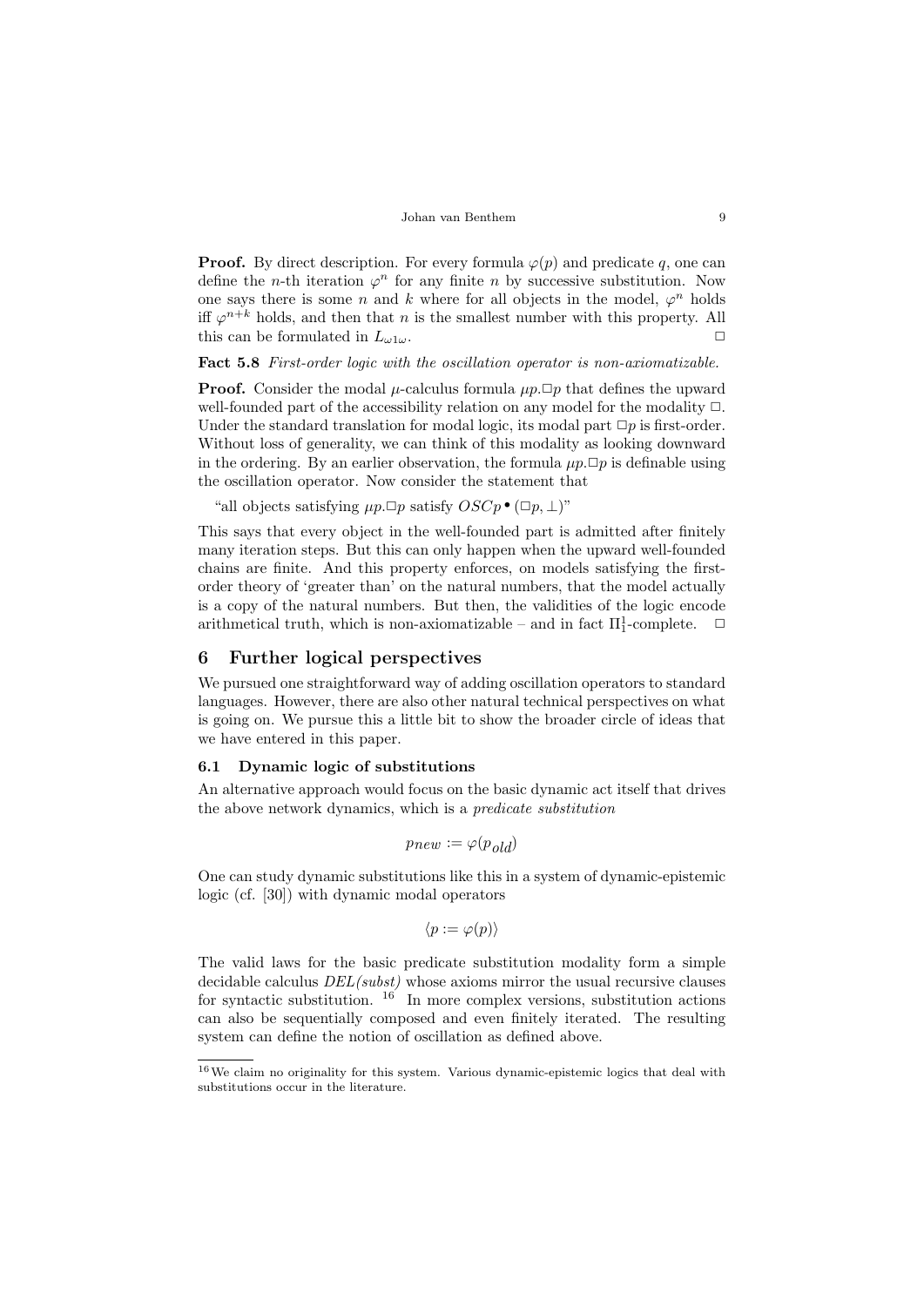**Proof.** By direct description. For every formula $\varphi(p)$ and predicate $q$, one can define the $n$-th iteration $\varphi^n$ for any finite $n$ by successive substitution. Now one says there is some $n$ and $k$ where for all objects in the model, $\varphi^n$ holds iff $\varphi^{n+k}$ holds, and then that $n$ is the smallest number with this property. All this can be formulated in $L_{\omega 1\omega}$. $\Box$

**Fact 5.8** *First-order logic with the oscillation operator is non-axiomatizable.*

**Proof.** Consider the modal $\mu$-calculus formula $\mu p.\Box p$ that defines the upward well-founded part of the accessibility relation on any model for the modality $\Box$. Under the standard translation for modal logic, its modal part $\Box p$ is first-order. Without loss of generality, we can think of this modality as looking downward in the ordering. By an earlier observation, the formula $\mu p.\Box p$ is definable using the oscillation operator. Now consider the statement that

"all objects satisfying $\mu p.\Box p$ satisfy $OSCp^{\bullet}(\Box p, \bot)$"

This says that every object in the well-founded part is admitted after finitely many iteration steps. But this can only happen when the upward well-founded chains are finite. And this property enforces, on models satisfying the first-order theory of 'greater than' on the natural numbers, that the model actually is a copy of the natural numbers. But then, the validities of the logic encode arithmetical truth, which is non-axiomatizable – and in fact $\Pi^1_1$-complete. $\Box$

## 6 Further logical perspectives

We pursued one straightforward way of adding oscillation operators to standard languages. However, there are also other natural technical perspectives on what is going on. We pursue this a little bit to show the broader circle of ideas that we have entered in this paper.

### 6.1 Dynamic logic of substitutions

An alternative approach would focus on the basic dynamic act itself that drives the above network dynamics, which is a *predicate substitution*

$$p_{new} := \varphi(p_{old})$$

One can study dynamic substitutions like this in a system of dynamic-epistemic logic (cf. [30]) with dynamic modal operators

$$\langle p := \varphi(p) \rangle$$

The valid laws for the basic predicate substitution modality form a simple decidable calculus *DEL(subst)* whose axioms mirror the usual recursive clauses for syntactic substitution. [16] In more complex versions, substitution actions can also be sequentially composed and even finitely iterated. The resulting system can define the notion of oscillation as defined above.

[16] We claim no originality for this system. Various dynamic-epistemic logics that deal with substitutions occur in the literature.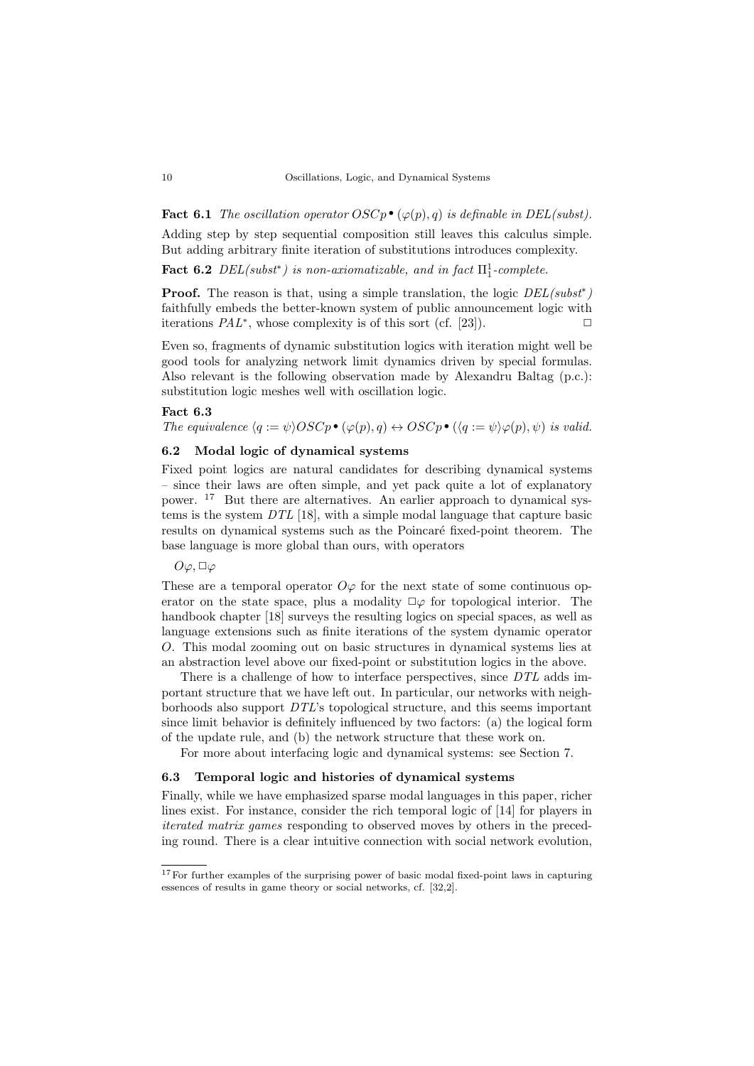**Fact 6.1** *The oscillation operator $OSCp^\bullet(\varphi(p), q)$ is definable in DEL(subst).*

Adding step by step sequential composition still leaves this calculus simple. But adding arbitrary finite iteration of substitutions introduces complexity.

**Fact 6.2** *DEL(subst$^*$) is non-axiomatizable, and in fact $\Pi^1_1$-complete.*

**Proof.** The reason is that, using a simple translation, the logic *DEL(subst$^*$)* faithfully embeds the better-known system of public announcement logic with iterations $PAL^*$, whose complexity is of this sort (cf. [23]). $\Box$

Even so, fragments of dynamic substitution logics with iteration might well be good tools for analyzing network limit dynamics driven by special formulas. Also relevant is the following observation made by Alexandru Baltag (p.c.): substitution logic meshes well with oscillation logic.

**Fact 6.3**
*The equivalence $\langle q := \psi \rangle OSCp^\bullet(\varphi(p), q) \leftrightarrow OSCp^\bullet(\langle q := \psi \rangle \varphi(p), \psi)$ is valid.*

### 6.2 Modal logic of dynamical systems

Fixed point logics are natural candidates for describing dynamical systems – since their laws are often simple, and yet pack quite a lot of explanatory power. [17] But there are alternatives. An earlier approach to dynamical systems is the system *DTL* [18], with a simple modal language that capture basic results on dynamical systems such as the Poincaré fixed-point theorem. The base language is more global than ours, with operators

$O\varphi, \Box\varphi$

These are a temporal operator $O\varphi$ for the next state of some continuous operator on the state space, plus a modality $\Box\varphi$ for topological interior. The handbook chapter [18] surveys the resulting logics on special spaces, as well as language extensions such as finite iterations of the system dynamic operator $O$. This modal zooming out on basic structures in dynamical systems lies at an abstraction level above our fixed-point or substitution logics in the above.

There is a challenge of how to interface perspectives, since *DTL* adds important structure that we have left out. In particular, our networks with neighborhoods also support *DTL*'s topological structure, and this seems important since limit behavior is definitely influenced by two factors: (a) the logical form of the update rule, and (b) the network structure that these work on.

For more about interfacing logic and dynamical systems: see Section 7.

### 6.3 Temporal logic and histories of dynamical systems

Finally, while we have emphasized sparse modal languages in this paper, richer lines exist. For instance, consider the rich temporal logic of [14] for players in *iterated matrix games* responding to observed moves by others in the preceding round. There is a clear intuitive connection with social network evolution,

[17] For further examples of the surprising power of basic modal fixed-point laws in capturing essences of results in game theory or social networks, cf. [32,2].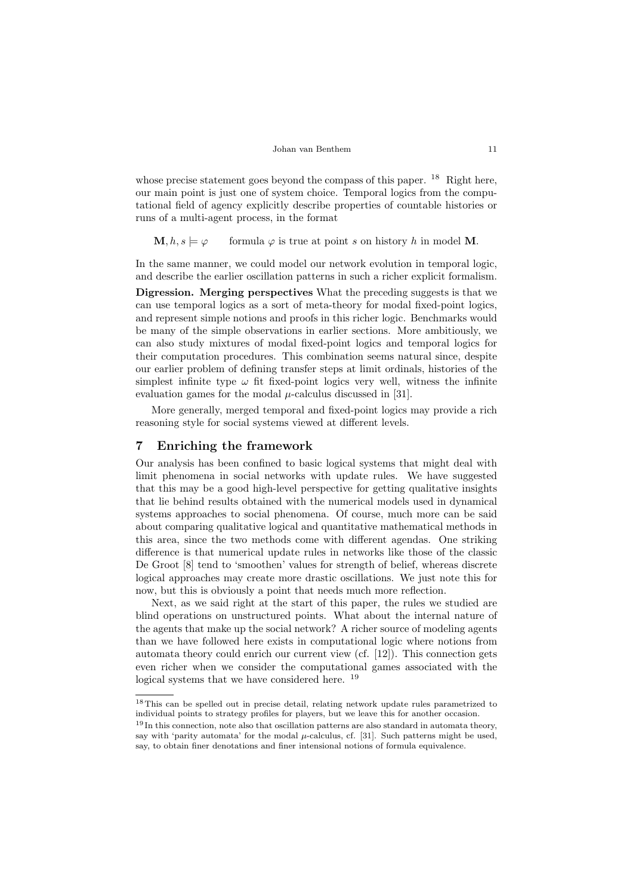whose precise statement goes beyond the compass of this paper. [18] Right here, our main point is just one of system choice. Temporal logics from the computational field of agency explicitly describe properties of countable histories or runs of a multi-agent process, in the format

$$\mathbf{M}, h, s \models \varphi \qquad \text{formula } \varphi \text{ is true at point } s \text{ on history } h \text{ in model } \mathbf{M}.$$

In the same manner, we could model our network evolution in temporal logic, and describe the earlier oscillation patterns in such a richer explicit formalism.

**Digression. Merging perspectives** What the preceding suggests is that we can use temporal logics as a sort of meta-theory for modal fixed-point logics, and represent simple notions and proofs in this richer logic. Benchmarks would be many of the simple observations in earlier sections. More ambitiously, we can also study mixtures of modal fixed-point logics and temporal logics for their computation procedures. This combination seems natural since, despite our earlier problem of defining transfer steps at limit ordinals, histories of the simplest infinite type $\omega$ fit fixed-point logics very well, witness the infinite evaluation games for the modal $\mu$-calculus discussed in [31].

More generally, merged temporal and fixed-point logics may provide a rich reasoning style for social systems viewed at different levels.

## 7 Enriching the framework

Our analysis has been confined to basic logical systems that might deal with limit phenomena in social networks with update rules. We have suggested that this may be a good high-level perspective for getting qualitative insights that lie behind results obtained with the numerical models used in dynamical systems approaches to social phenomena. Of course, much more can be said about comparing qualitative logical and quantitative mathematical methods in this area, since the two methods come with different agendas. One striking difference is that numerical update rules in networks like those of the classic De Groot [8] tend to 'smoothen' values for strength of belief, whereas discrete logical approaches may create more drastic oscillations. We just note this for now, but this is obviously a point that needs much more reflection.

Next, as we said right at the start of this paper, the rules we studied are blind operations on unstructured points. What about the internal nature of the agents that make up the social network? A richer source of modeling agents than we have followed here exists in computational logic where notions from automata theory could enrich our current view (cf. [12]). This connection gets even richer when we consider the computational games associated with the logical systems that we have considered here. [19]

---

[18] This can be spelled out in precise detail, relating network update rules parametrized to individual points to strategy profiles for players, but we leave this for another occasion.

[19] In this connection, note also that oscillation patterns are also standard in automata theory, say with 'parity automata' for the modal $\mu$-calculus, cf. [31]. Such patterns might be used, say, to obtain finer denotations and finer intensional notions of formula equivalence.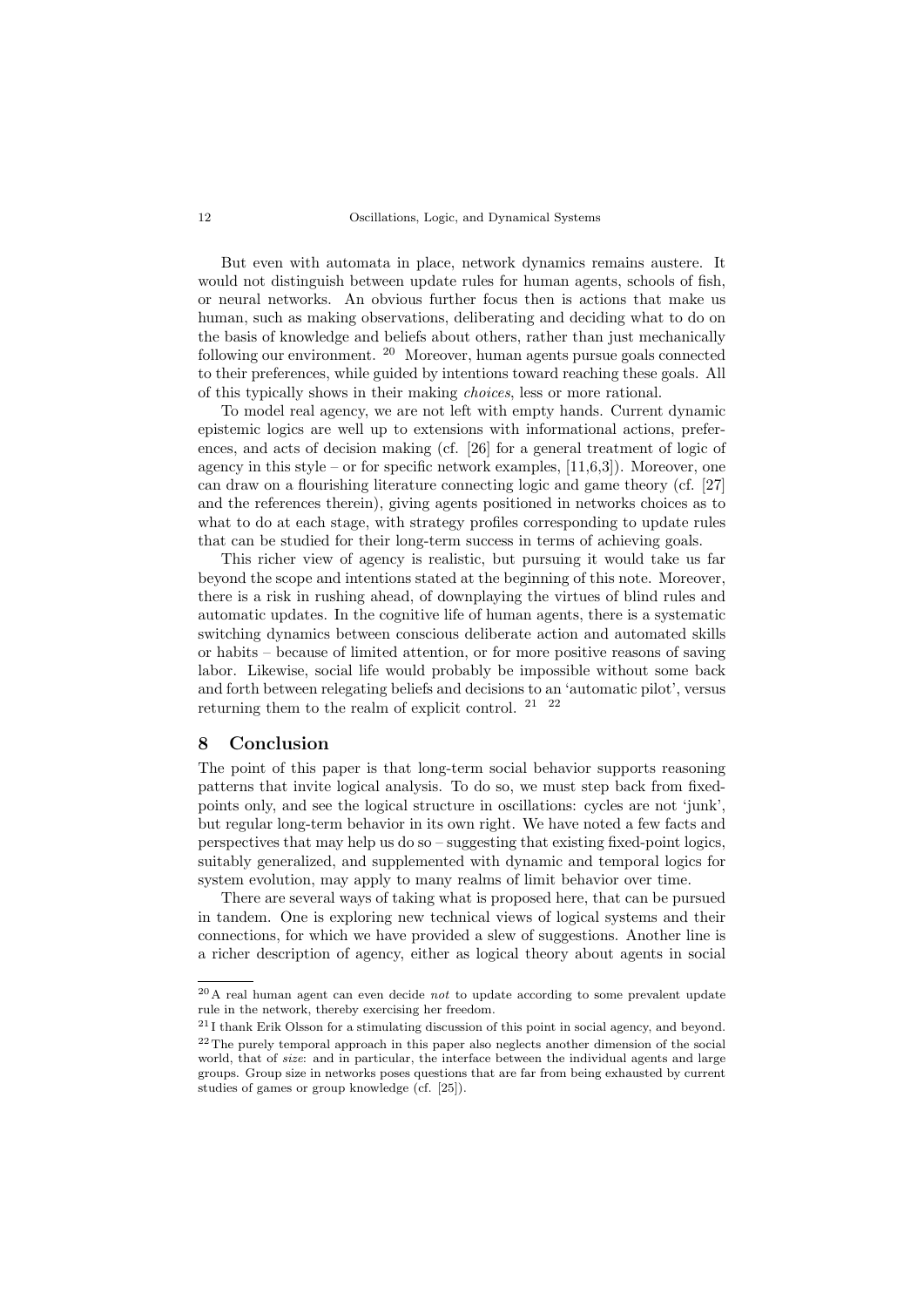But even with automata in place, network dynamics remains austere. It would not distinguish between update rules for human agents, schools of fish, or neural networks. An obvious further focus then is actions that make us human, such as making observations, deliberating and deciding what to do on the basis of knowledge and beliefs about others, rather than just mechanically following our environment. [20] Moreover, human agents pursue goals connected to their preferences, while guided by intentions toward reaching these goals. All of this typically shows in their making *choices*, less or more rational.

To model real agency, we are not left with empty hands. Current dynamic epistemic logics are well up to extensions with informational actions, preferences, and acts of decision making (cf. [26] for a general treatment of logic of agency in this style – or for specific network examples, [11,6,3]). Moreover, one can draw on a flourishing literature connecting logic and game theory (cf. [27] and the references therein), giving agents positioned in networks choices as to what to do at each stage, with strategy profiles corresponding to update rules that can be studied for their long-term success in terms of achieving goals.

This richer view of agency is realistic, but pursuing it would take us far beyond the scope and intentions stated at the beginning of this note. Moreover, there is a risk in rushing ahead, of downplaying the virtues of blind rules and automatic updates. In the cognitive life of human agents, there is a systematic switching dynamics between conscious deliberate action and automated skills or habits – because of limited attention, or for more positive reasons of saving labor. Likewise, social life would probably be impossible without some back and forth between relegating beliefs and decisions to an 'automatic pilot', versus returning them to the realm of explicit control. [21] [22]

## 8 Conclusion

The point of this paper is that long-term social behavior supports reasoning patterns that invite logical analysis. To do so, we must step back from fixed-points only, and see the logical structure in oscillations: cycles are not 'junk', but regular long-term behavior in its own right. We have noted a few facts and perspectives that may help us do so – suggesting that existing fixed-point logics, suitably generalized, and supplemented with dynamic and temporal logics for system evolution, may apply to many realms of limit behavior over time.

There are several ways of taking what is proposed here, that can be pursued in tandem. One is exploring new technical views of logical systems and their connections, for which we have provided a slew of suggestions. Another line is a richer description of agency, either as logical theory about agents in social

---

[20] A real human agent can even decide *not* to update according to some prevalent update rule in the network, thereby exercising her freedom.

[21] I thank Erik Olsson for a stimulating discussion of this point in social agency, and beyond.

[22] The purely temporal approach in this paper also neglects another dimension of the social world, that of *size*: and in particular, the interface between the individual agents and large groups. Group size in networks poses questions that are far from being exhausted by current studies of games or group knowledge (cf. [25]).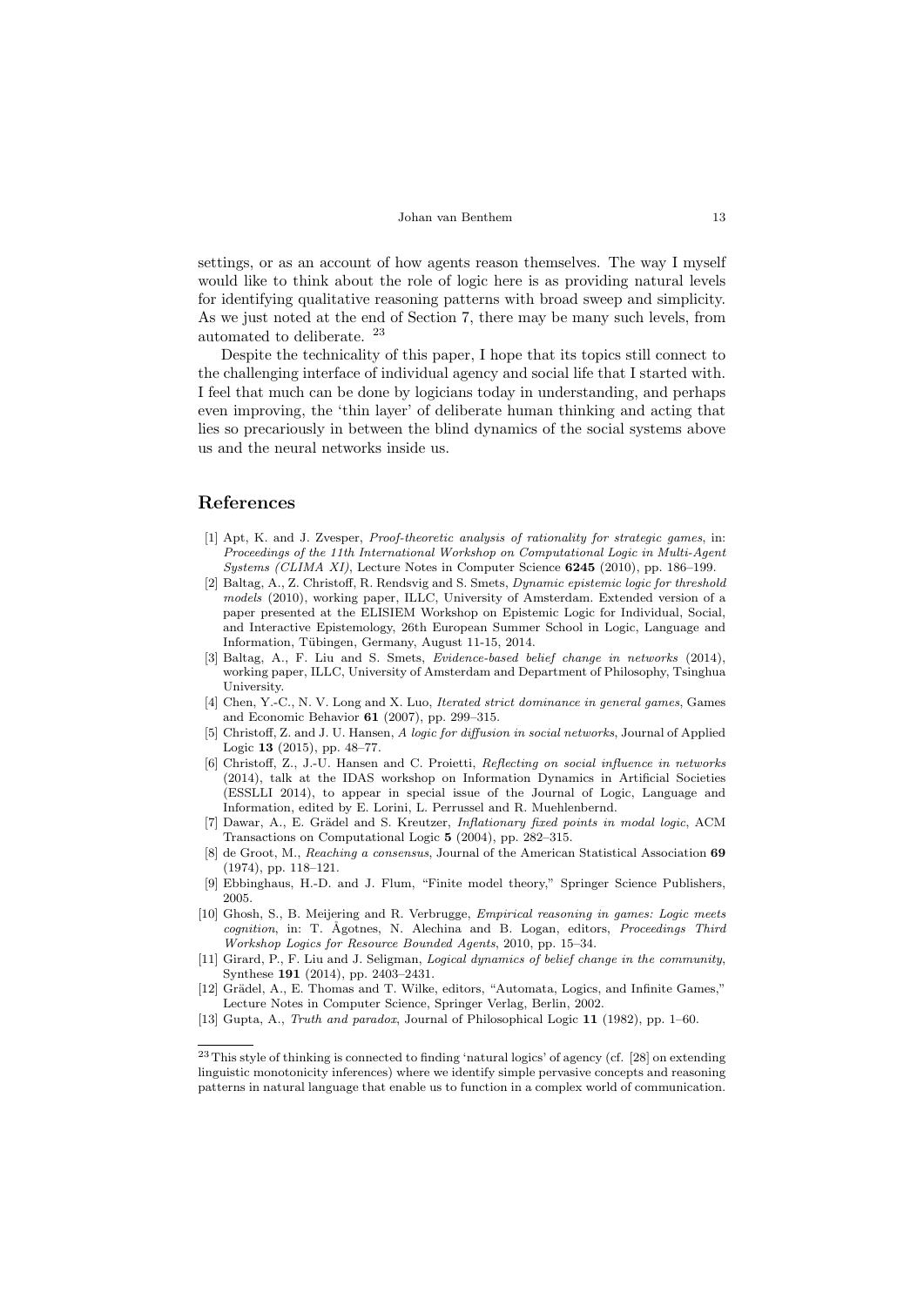settings, or as an account of how agents reason themselves. The way I myself would like to think about the role of logic here is as providing natural levels for identifying qualitative reasoning patterns with broad sweep and simplicity. As we just noted at the end of Section 7, there may be many such levels, from automated to deliberate. [23]

Despite the technicality of this paper, I hope that its topics still connect to the challenging interface of individual agency and social life that I started with. I feel that much can be done by logicians today in understanding, and perhaps even improving, the 'thin layer' of deliberate human thinking and acting that lies so precariously in between the blind dynamics of the social systems above us and the neural networks inside us.

## References

[1] Apt, K. and J. Zvesper, *Proof-theoretic analysis of rationality for strategic games*, in: *Proceedings of the 11th International Workshop on Computational Logic in Multi-Agent Systems (CLIMA XI)*, Lecture Notes in Computer Science **6245** (2010), pp. 186–199.

[2] Baltag, A., Z. Christoff, R. Rendsvig and S. Smets, *Dynamic epistemic logic for threshold models* (2010), working paper, ILLC, University of Amsterdam. Extended version of a paper presented at the ELISIEM Workshop on Epistemic Logic for Individual, Social, and Interactive Epistemology, 26th European Summer School in Logic, Language and Information, Tübingen, Germany, August 11-15, 2014.

[3] Baltag, A., F. Liu and S. Smets, *Evidence-based belief change in networks* (2014), working paper, ILLC, University of Amsterdam and Department of Philosophy, Tsinghua University.

[4] Chen, Y.-C., N. V. Long and X. Luo, *Iterated strict dominance in general games*, Games and Economic Behavior **61** (2007), pp. 299–315.

[5] Christoff, Z. and J. U. Hansen, *A logic for diffusion in social networks*, Journal of Applied Logic **13** (2015), pp. 48–77.

[6] Christoff, Z., J.-U. Hansen and C. Proietti, *Reflecting on social influence in networks* (2014), talk at the IDAS workshop on Information Dynamics in Artificial Societies (ESSLLI 2014), to appear in special issue of the Journal of Logic, Language and Information, edited by E. Lorini, L. Perrussel and R. Muehlenbernd.

[7] Dawar, A., E. Grädel and S. Kreutzer, *Inflationary fixed points in modal logic*, ACM Transactions on Computational Logic **5** (2004), pp. 282–315.

[8] de Groot, M., *Reaching a consensus*, Journal of the American Statistical Association **69** (1974), pp. 118–121.

[9] Ebbinghaus, H.-D. and J. Flum, "Finite model theory," Springer Science Publishers, 2005.

[10] Ghosh, S., B. Meijering and R. Verbrugge, *Empirical reasoning in games: Logic meets cognition*, in: T. Ågotnes, N. Alechina and B. Logan, editors, *Proceedings Third Workshop Logics for Resource Bounded Agents*, 2010, pp. 15–34.

[11] Girard, P., F. Liu and J. Seligman, *Logical dynamics of belief change in the community*, Synthese **191** (2014), pp. 2403–2431.

[12] Grädel, A., E. Thomas and T. Wilke, editors, "Automata, Logics, and Infinite Games," Lecture Notes in Computer Science, Springer Verlag, Berlin, 2002.

[13] Gupta, A., *Truth and paradox*, Journal of Philosophical Logic **11** (1982), pp. 1–60.

[23] This style of thinking is connected to finding 'natural logics' of agency (cf. [28] on extending linguistic monotonicity inferences) where we identify simple pervasive concepts and reasoning patterns in natural language that enable us to function in a complex world of communication.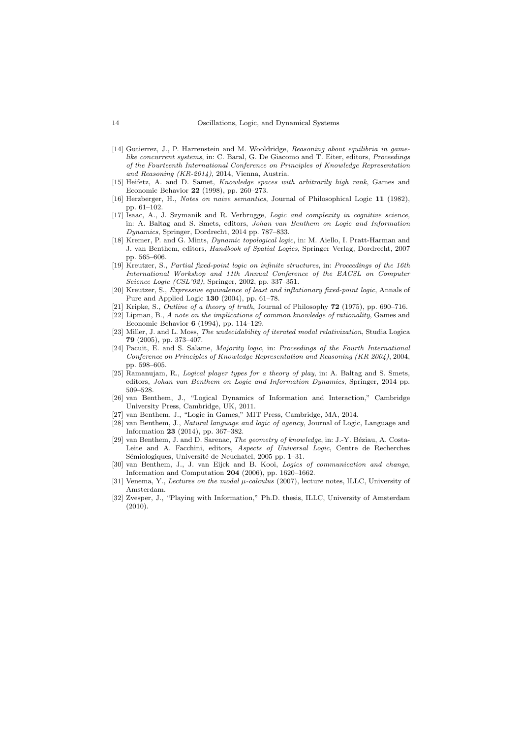[14] Gutierrez, J., P. Harrenstein and M. Wooldridge, *Reasoning about equilibria in game-like concurrent systems*, in: C. Baral, G. De Giacomo and T. Eiter, editors, *Proceedings of the Fourteenth International Conference on Principles of Knowledge Representation and Reasoning (KR-2014)*, 2014, Vienna, Austria.

[15] Heifetz, A. and D. Samet, *Knowledge spaces with arbitrarily high rank*, Games and Economic Behavior **22** (1998), pp. 260–273.

[16] Herzberger, H., *Notes on naive semantics*, Journal of Philosophical Logic **11** (1982), pp. 61–102.

[17] Isaac, A., J. Szymanik and R. Verbrugge, *Logic and complexity in cognitive science*, in: A. Baltag and S. Smets, editors, *Johan van Benthem on Logic and Information Dynamics*, Springer, Dordrecht, 2014 pp. 787–833.

[18] Kremer, P. and G. Mints, *Dynamic topological logic*, in: M. Aiello, I. Pratt-Harman and J. van Benthem, editors, *Handbook of Spatial Logics*, Springer Verlag, Dordrecht, 2007 pp. 565–606.

[19] Kreutzer, S., *Partial fixed-point logic on infinite structures*, in: *Proceedings of the 16th International Workshop and 11th Annual Conference of the EACSL on Computer Science Logic (CSL'02)*, Springer, 2002, pp. 337–351.

[20] Kreutzer, S., *Expressive equivalence of least and inflationary fixed-point logic*, Annals of Pure and Applied Logic **130** (2004), pp. 61–78.

[21] Kripke, S., *Outline of a theory of truth*, Journal of Philosophy **72** (1975), pp. 690–716.

[22] Lipman, B., *A note on the implications of common knowledge of rationality*, Games and Economic Behavior **6** (1994), pp. 114–129.

[23] Miller, J. and L. Moss, *The undecidability of iterated modal relativization*, Studia Logica **79** (2005), pp. 373–407.

[24] Pacuit, E. and S. Salame, *Majority logic*, in: *Proceedings of the Fourth International Conference on Principles of Knowledge Representation and Reasoning (KR 2004)*, 2004, pp. 598–605.

[25] Ramanujam, R., *Logical player types for a theory of play*, in: A. Baltag and S. Smets, editors, *Johan van Benthem on Logic and Information Dynamics*, Springer, 2014 pp. 509–528.

[26] van Benthem, J., "Logical Dynamics of Information and Interaction," Cambridge University Press, Cambridge, UK, 2011.

[27] van Benthem, J., "Logic in Games," MIT Press, Cambridge, MA, 2014.

[28] van Benthem, J., *Natural language and logic of agency*, Journal of Logic, Language and Information **23** (2014), pp. 367–382.

[29] van Benthem, J. and D. Sarenac, *The geometry of knowledge*, in: J.-Y. Béziau, A. Costa-Leite and A. Facchini, editors, *Aspects of Universal Logic*, Centre de Recherches Sémiologiques, Université de Neuchatel, 2005 pp. 1–31.

[30] van Benthem, J., J. van Eijck and B. Kooi, *Logics of communication and change*, Information and Computation **204** (2006), pp. 1620–1662.

[31] Venema, Y., *Lectures on the modal $\mu$-calculus* (2007), lecture notes, ILLC, University of Amsterdam.

[32] Zvesper, J., "Playing with Information," Ph.D. thesis, ILLC, University of Amsterdam (2010).